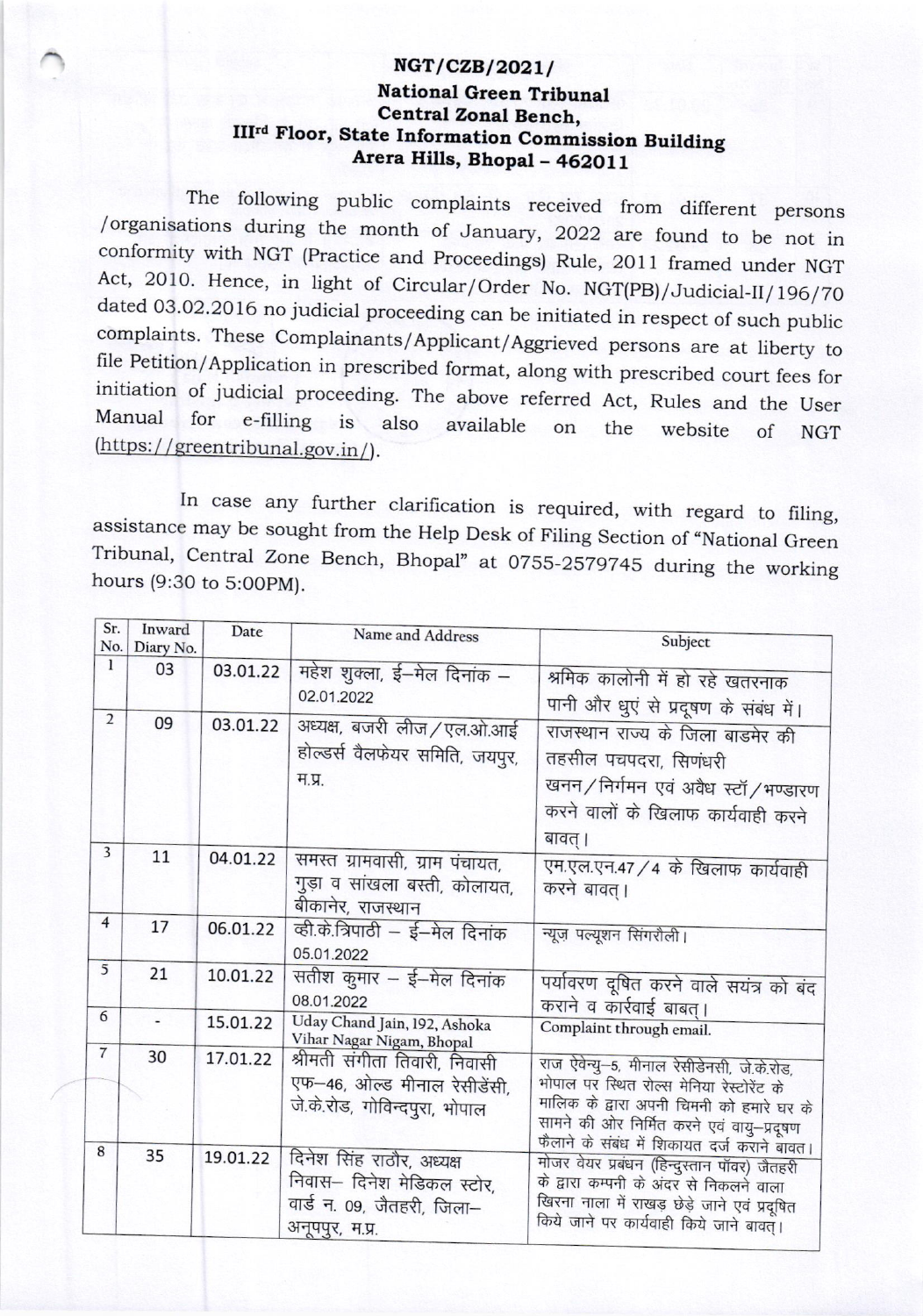**NGT/CZB/2021/**

**National Green Tribunal**
**Central Zonal Bench,**
**III[rd] Floor, State Information Commission Building**
**Arera Hills, Bhopal – 462011**

The following public complaints received from different persons /organisations during the month of January, 2022 are found to be not in conformity with NGT (Practice and Proceedings) Rule, 2011 framed under NGT Act, 2010. Hence, in light of Circular/Order No. NGT(PB)/Judicial-II/196/70 dated 03.02.2016 no judicial proceeding can be initiated in respect of such public complaints. These Complainants/Applicant/Aggrieved persons are at liberty to file Petition/Application in prescribed format, along with prescribed court fees for initiation of judicial proceeding. The above referred Act, Rules and the User Manual for e-filling is also available on the website of NGT (https://greentribunal.gov.in/).

In case any further clarification is required, with regard to filing, assistance may be sought from the Help Desk of Filing Section of "National Green Tribunal, Central Zone Bench, Bhopal" at 0755-2579745 during the working hours (9:30 to 5:00PM).

| Sr. No. | Inward Diary No. | Date | Name and Address | Subject |
|---|---|---|---|---|
| 1 | 03 | 03.01.22 | महेश शुक्ला, ई–मेल दिनांक – 02.01.2022 | श्रमिक कालोनी में हो रहे खतरनाक पानी और धुएं से प्रदूषण के संबंध में। |
| 2 | 09 | 03.01.22 | अध्यक्ष, बजरी लीज/एल.ओ.आई होल्डर्स वैलफेयर समिति, जयपुर, म.प्र. | राजस्थान राज्य के जिला बाडमेर की तहसील पचपदरा, सिणंधरी खनन/निर्गमन एवं अवैध स्टॉ/भण्डारण करने वालों के खिलाफ कार्यवाही करने बावत्। |
| 3 | 11 | 04.01.22 | समस्त ग्रामवासी, ग्राम पंचायत, गुड़ा व सांखला बस्ती, कोलायत, बीकानेर, राजस्थान | एम.एल.एन.47/4 के खिलाफ कार्यवाही करने बावत्। |
| 4 | 17 | 06.01.22 | व्ही.के.त्रिपाठी – ई–मेल दिनांक 05.01.2022 | न्यूज़ पल्यूशन सिंगरौली। |
| 5 | 21 | 10.01.22 | सतीश कुमार – ई–मेल दिनांक 08.01.2022 | पर्यावरण दूषित करने वाले सयंत्र को बंद कराने व कार्रवाई बाबत्। |
| 6 | - | 15.01.22 | Uday Chand Jain, 192, Ashoka Vihar Nagar Nigam, Bhopal | Complaint through email. |
| 7 | 30 | 17.01.22 | श्रीमती संगीता तिवारी, निवासी एफ–46, ओल्ड मीनाल रेसीडेंसी, जे.के.रोड, गोविन्दपुरा, भोपाल | राज ऐवेन्यु–5, मीनाल रेसीडेनसी, जे.के.रोड, भोपाल पर स्थित रोल्स मेनिया रेस्टोरेंट के मालिक के द्वारा अपनी चिमनी को हमारे घर के सामने की ओर निर्मित करने एवं वायु–प्रदूषण फैलाने के संबंध में शिकायत दर्ज कराने बावत। |
| 8 | 35 | 19.01.22 | दिनेश सिंह राठौर, अध्यक्ष निवास– दिनेश मेडिकल स्टोर, वार्ड न. 09, जैतहरी, जिला– अनूपपुर, म.प्र. | मोजर वेयर प्रबंधन (हिन्दुस्तान पॉवर) जैतहरी के द्वारा कम्पनी के अंदर से निकलने वाला खिरना नाला में राखड़ छेड़े जाने एवं प्रदूषित किये जाने पर कार्यवाही किये जाने बावत्। |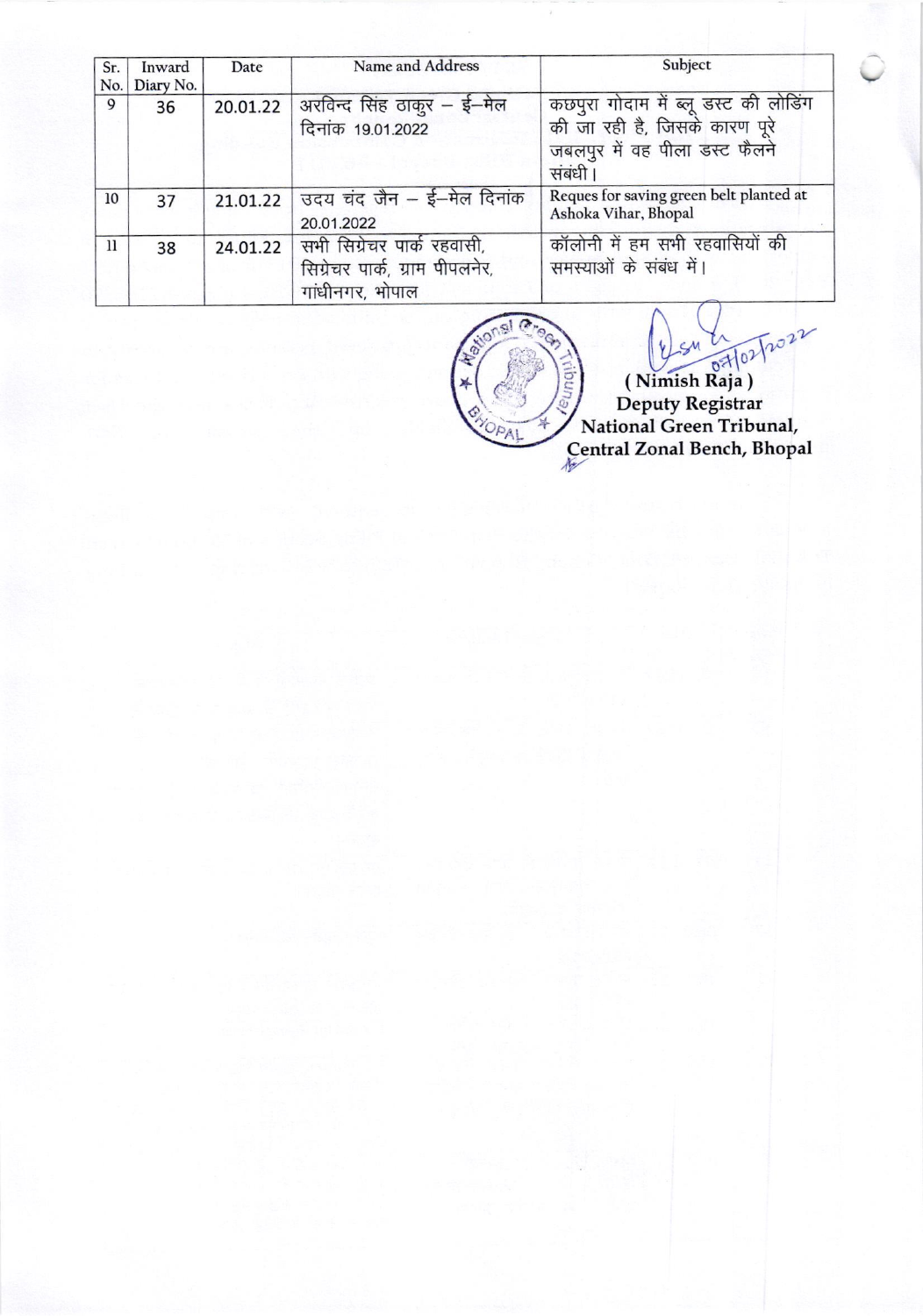| Sr. No. | Inward Diary No. | Date | Name and Address | Subject |
|---|---|---|---|---|
| 9 | 36 | 20.01.22 | अरविन्द सिंह ठाकुर – ई–मेल दिनांक 19.01.2022 | कछपुरा गोदाम में ब्लू डस्ट की लोडिंग की जा रही है, जिसके कारण पूरे जबलपुर में वह पीला डस्ट फैलने संबंधी। |
| 10 | 37 | 21.01.22 | उदय चंद जैन – ई–मेल दिनांक 20.01.2022 | Reques for saving green belt planted at Ashoka Vihar, Bhopal |
| 11 | 38 | 24.01.22 | सभी सिग्रेचर पार्क रहवासी, सिग्रेचर पार्क, ग्राम पीपलनेर, गांधीनगर, भोपाल | कॉलोनी में हम सभी रहवासियों की समस्याओं के संबंध में। |

07/02/2022

**( Nimish Raja )**
**Deputy Registrar**
**National Green Tribunal,**
**Central Zonal Bench, Bhopal**